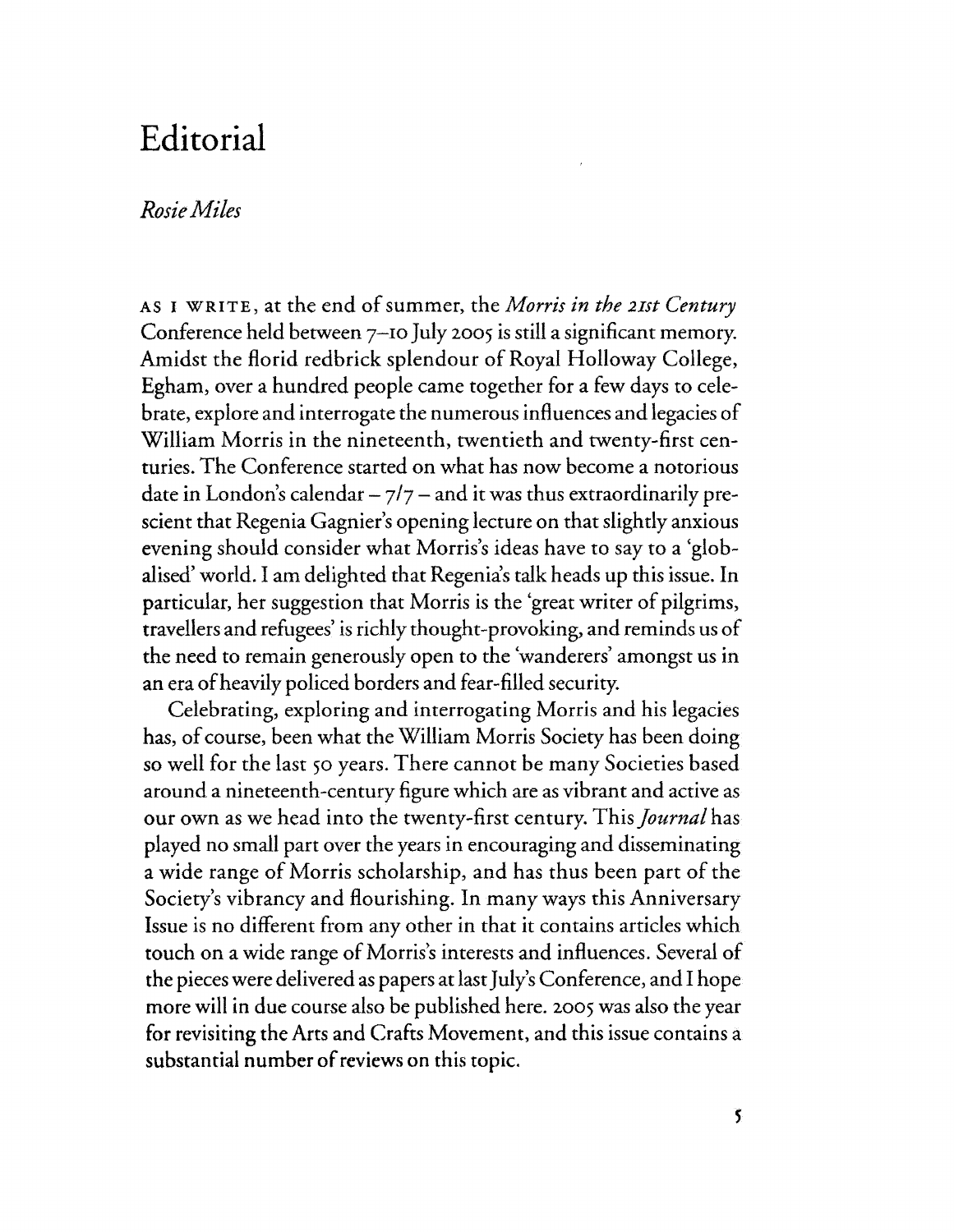# Editorial

*Rosie Miles*

AS I WRITE, at the end of summer, the *Morris in the 21st Century* Conference held between 7–10 July 2005 is still a significant memory. Amidst the florid redbrick splendour of Royal Holloway College, Egham, over a hundred people came together for a few days to celebrate, explore and interrogate the numerous influences and legacies of William Morris in the nineteenth, twentieth and twenty-first centuries. The Conference started on what has now become a notorious date in London's calendar – 7/7 – and it was thus extraordinarily prescient that Regenia Gagnier's opening lecture on that slightly anxious evening should consider what Morris's ideas have to say to a 'globalised' world. I am delighted that Regenia's talk heads up this issue. In particular, her suggestion that Morris is the 'great writer of pilgrims, travellers and refugees' is richly thought-provoking, and reminds us of the need to remain generously open to the 'wanderers' amongst us in an era of heavily policed borders and fear-filled security.

Celebrating, exploring and interrogating Morris and his legacies has, of course, been what the William Morris Society has been doing so well for the last 50 years. There cannot be many Societies based around a nineteenth-century figure which are as vibrant and active as our own as we head into the twenty-first century. This *Journal* has played no small part over the years in encouraging and disseminating a wide range of Morris scholarship, and has thus been part of the Society's vibrancy and flourishing. In many ways this Anniversary Issue is no different from any other in that it contains articles which touch on a wide range of Morris's interests and influences. Several of the pieces were delivered as papers at last July's Conference, and I hope more will in due course also be published here. 2005 was also the year for revisiting the Arts and Crafts Movement, and this issue contains a substantial number of reviews on this topic.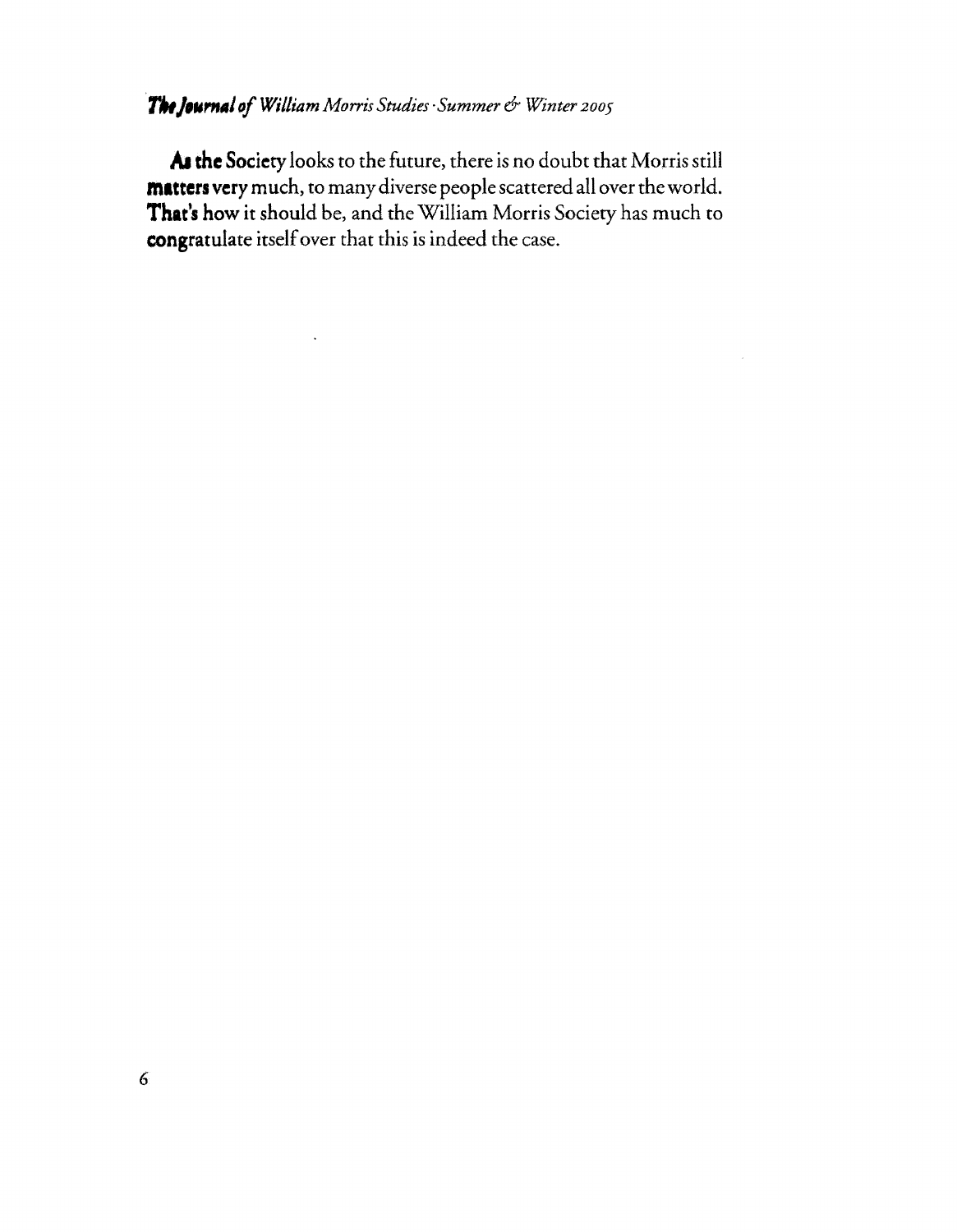As the Society looks to the future, there is no doubt that Morris still matters very much, to many diverse people scattered all over the world. That's how it should be, and the William Morris Society has much to congratulate itself over that this is indeed the case.